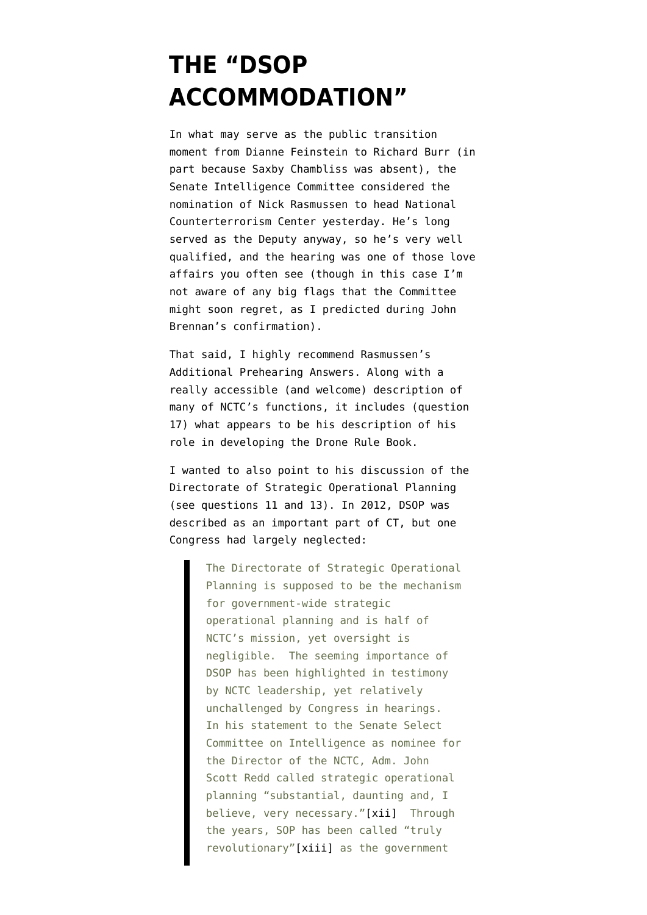# THE "DSOP ACCOMMODATION"

In what may serve as the public transition moment from Dianne Feinstein to Richard Burr (in part because Saxby Chambliss was absent), the Senate Intelligence Committee considered the nomination of Nick Rasmussen to head National Counterterrorism Center yesterday. He's long served as the Deputy anyway, so he's very well qualified, and the hearing was one of those love affairs you often see (though in this case I'm not aware of any big flags that the Committee might soon regret, as I predicted during John Brennan's confirmation).

That said, I highly recommend Rasmussen's Additional Prehearing Answers. Along with a really accessible (and welcome) description of many of NCTC's functions, it includes (question 17) what appears to be his description of his role in developing the Drone Rule Book.

I wanted to also point to his discussion of the Directorate of Strategic Operational Planning (see questions 11 and 13). In 2012, DSOP was described as an important part of CT, but one Congress had largely neglected:

> The Directorate of Strategic Operational Planning is supposed to be the mechanism for government-wide strategic operational planning and is half of NCTC's mission, yet oversight is negligible. The seeming importance of DSOP has been highlighted in testimony by NCTC leadership, yet relatively unchallenged by Congress in hearings. In his statement to the Senate Select Committee on Intelligence as nominee for the Director of the NCTC, Adm. John Scott Redd called strategic operational planning "substantial, daunting and, I believe, very necessary."[xii] Through the years, SOP has been called "truly revolutionary"[xiii] as the government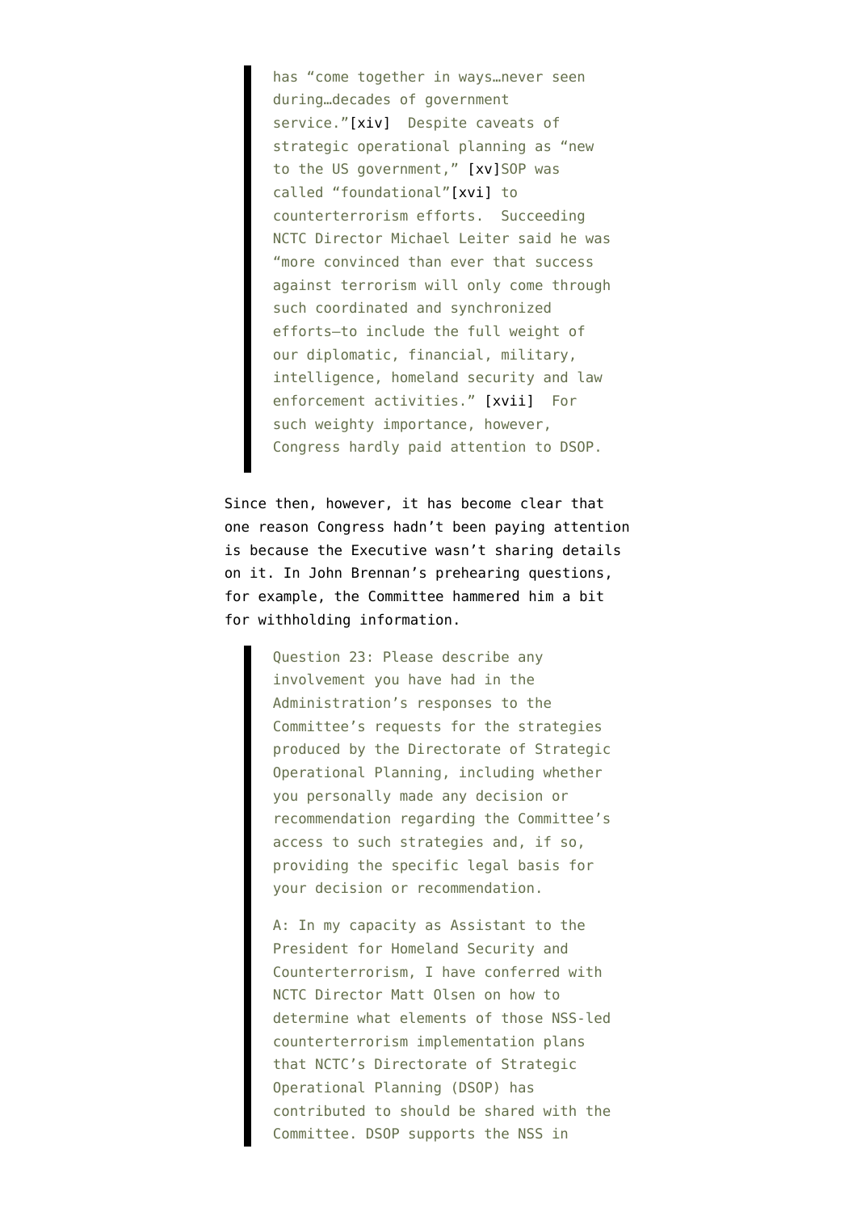> has "come together in ways…never seen during…decades of government service."[xiv] Despite caveats of strategic operational planning as "new to the US government," [xv]SOP was called "foundational"[xvi] to counterterrorism efforts. Succeeding NCTC Director Michael Leiter said he was "more convinced than ever that success against terrorism will only come through such coordinated and synchronized efforts—to include the full weight of our diplomatic, financial, military, intelligence, homeland security and law enforcement activities." [xvii] For such weighty importance, however, Congress hardly paid attention to DSOP.

Since then, however, it has become clear that one reason Congress hadn't been paying attention is because the Executive wasn't sharing details on it. In John Brennan's prehearing questions, for example, the Committee hammered him a bit for withholding information.

> Question 23: Please describe any involvement you have had in the Administration's responses to the Committee's requests for the strategies produced by the Directorate of Strategic Operational Planning, including whether you personally made any decision or recommendation regarding the Committee's access to such strategies and, if so, providing the specific legal basis for your decision or recommendation.
>
> A: In my capacity as Assistant to the President for Homeland Security and Counterterrorism, I have conferred with NCTC Director Matt Olsen on how to determine what elements of those NSS-led counterterrorism implementation plans that NCTC's Directorate of Strategic Operational Planning (DSOP) has contributed to should be shared with the Committee. DSOP supports the NSS in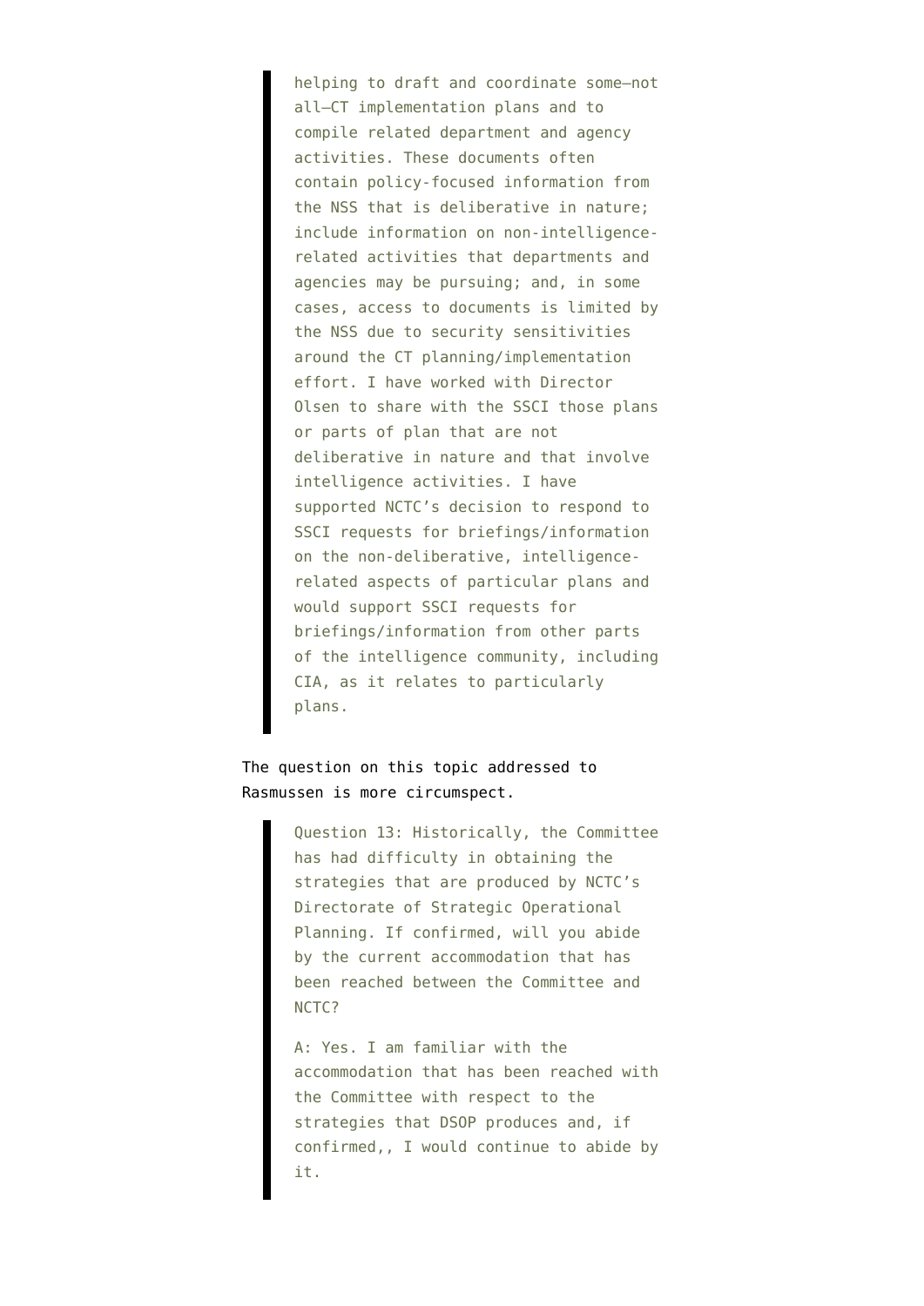> helping to draft and coordinate some—not all—CT implementation plans and to compile related department and agency activities. These documents often contain policy-focused information from the NSS that is deliberative in nature; include information on non-intelligence-related activities that departments and agencies may be pursuing; and, in some cases, access to documents is limited by the NSS due to security sensitivities around the CT planning/implementation effort. I have worked with Director Olsen to share with the SSCI those plans or parts of plan that are not deliberative in nature and that involve intelligence activities. I have supported NCTC's decision to respond to SSCI requests for briefings/information on the non-deliberative, intelligence-related aspects of particular plans and would support SSCI requests for briefings/information from other parts of the intelligence community, including CIA, as it relates to particularly plans.

The question on this topic addressed to Rasmussen is more circumspect.

> Question 13: Historically, the Committee has had difficulty in obtaining the strategies that are produced by NCTC's Directorate of Strategic Operational Planning. If confirmed, will you abide by the current accommodation that has been reached between the Committee and NCTC?
>
> A: Yes. I am familiar with the accommodation that has been reached with the Committee with respect to the strategies that DSOP produces and, if confirmed,, I would continue to abide by it.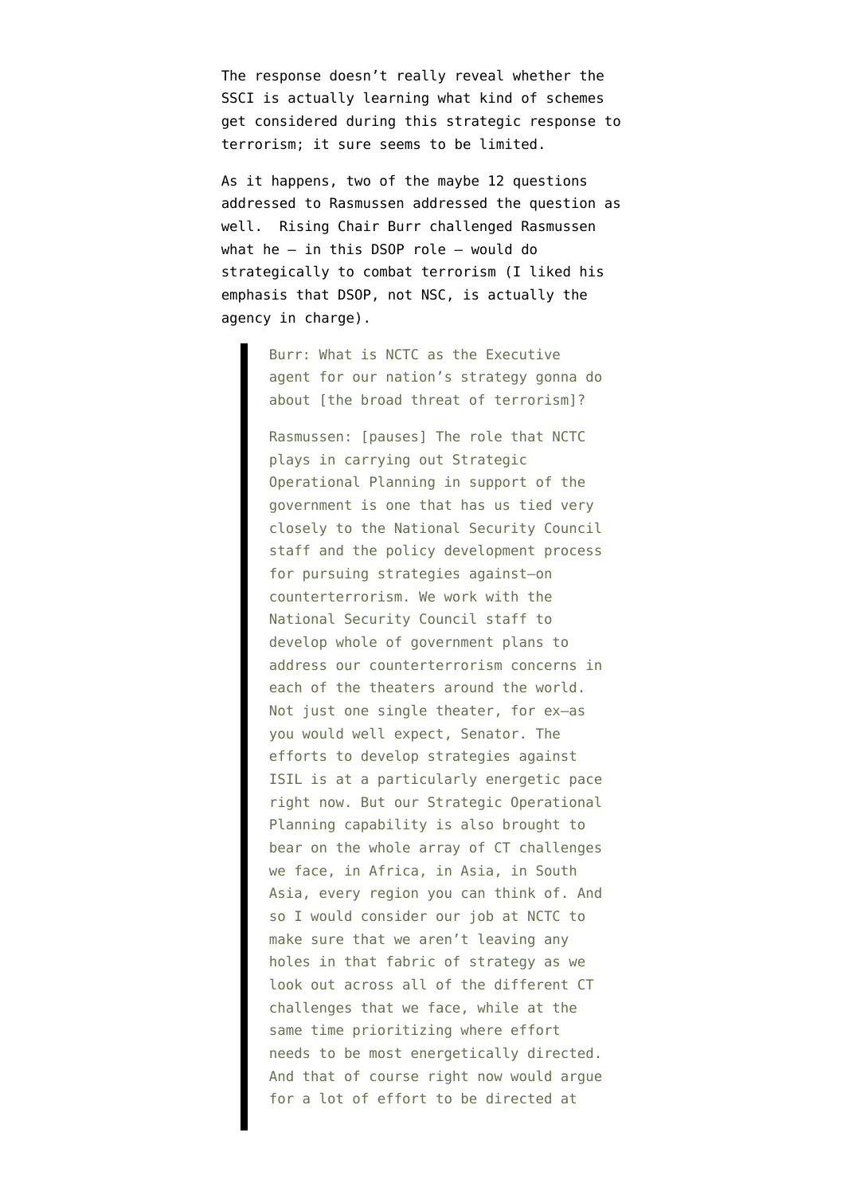The response doesn't really reveal whether the SSCI is actually learning what kind of schemes get considered during this strategic response to terrorism; it sure seems to be limited.

As it happens, two of the maybe 12 questions addressed to Rasmussen addressed the question as well. Rising Chair Burr challenged Rasmussen what he — in this DSOP role — would do strategically to combat terrorism (I liked his emphasis that DSOP, not NSC, is actually the agency in charge).

> Burr: What is NCTC as the Executive agent for our nation's strategy gonna do about [the broad threat of terrorism]?
>
> Rasmussen: [pauses] The role that NCTC plays in carrying out Strategic Operational Planning in support of the government is one that has us tied very closely to the National Security Council staff and the policy development process for pursuing strategies against—on counterterrorism. We work with the National Security Council staff to develop whole of government plans to address our counterterrorism concerns in each of the theaters around the world. Not just one single theater, for ex—as you would well expect, Senator. The efforts to develop strategies against ISIL is at a particularly energetic pace right now. But our Strategic Operational Planning capability is also brought to bear on the whole array of CT challenges we face, in Africa, in Asia, in South Asia, every region you can think of. And so I would consider our job at NCTC to make sure that we aren't leaving any holes in that fabric of strategy as we look out across all of the different CT challenges that we face, while at the same time prioritizing where effort needs to be most energetically directed. And that of course right now would argue for a lot of effort to be directed at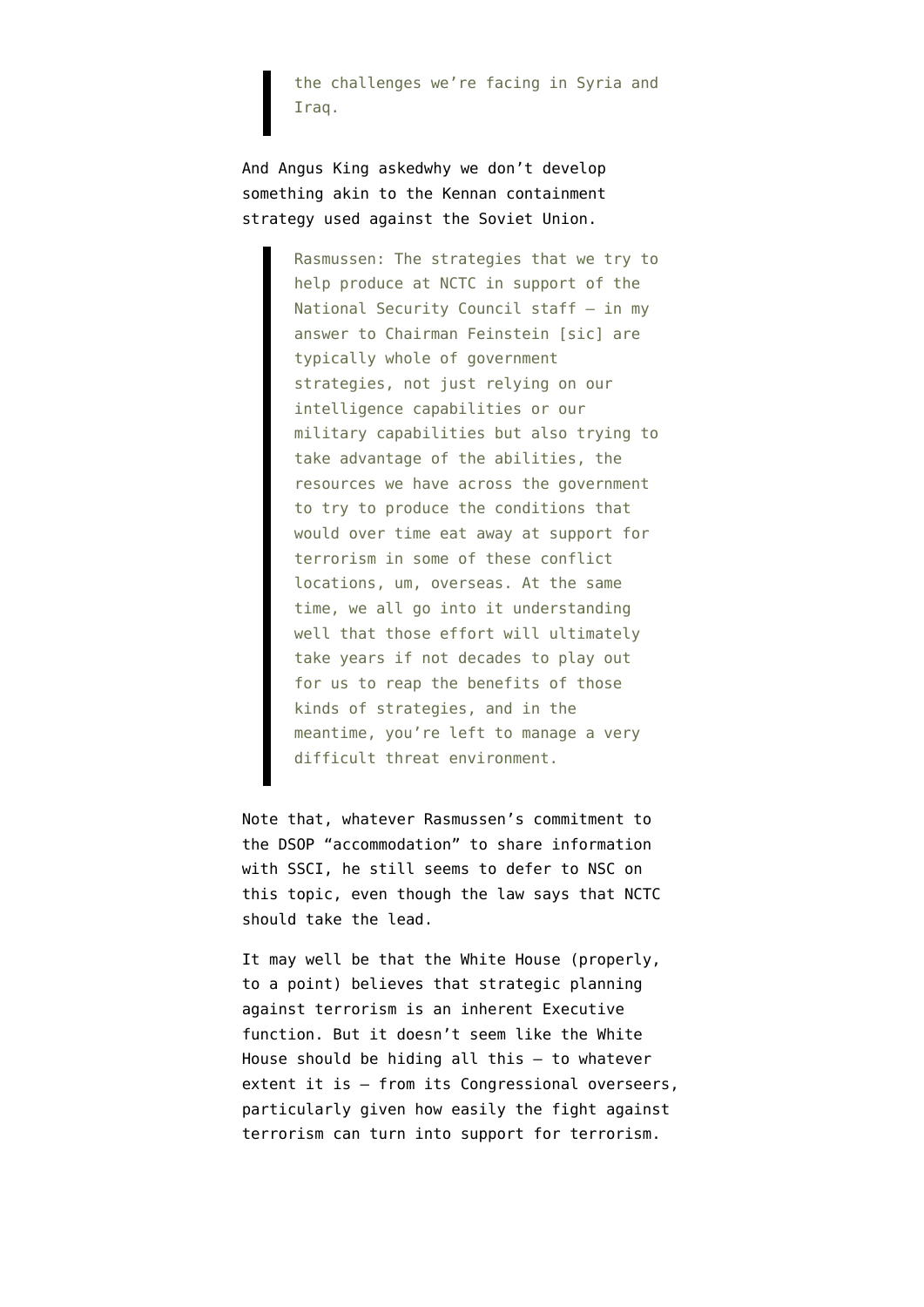> the challenges we're facing in Syria and Iraq.

And Angus King askedwhy we don't develop something akin to the Kennan containment strategy used against the Soviet Union.

> Rasmussen: The strategies that we try to help produce at NCTC in support of the National Security Council staff — in my answer to Chairman Feinstein [sic] are typically whole of government strategies, not just relying on our intelligence capabilities or our military capabilities but also trying to take advantage of the abilities, the resources we have across the government to try to produce the conditions that would over time eat away at support for terrorism in some of these conflict locations, um, overseas. At the same time, we all go into it understanding well that those effort will ultimately take years if not decades to play out for us to reap the benefits of those kinds of strategies, and in the meantime, you're left to manage a very difficult threat environment.

Note that, whatever Rasmussen's commitment to the DSOP "accommodation" to share information with SSCI, he still seems to defer to NSC on this topic, even though the law says that NCTC should take the lead.

It may well be that the White House (properly, to a point) believes that strategic planning against terrorism is an inherent Executive function. But it doesn't seem like the White House should be hiding all this — to whatever extent it is — from its Congressional overseers, particularly given how easily the fight against terrorism can turn into support for terrorism.